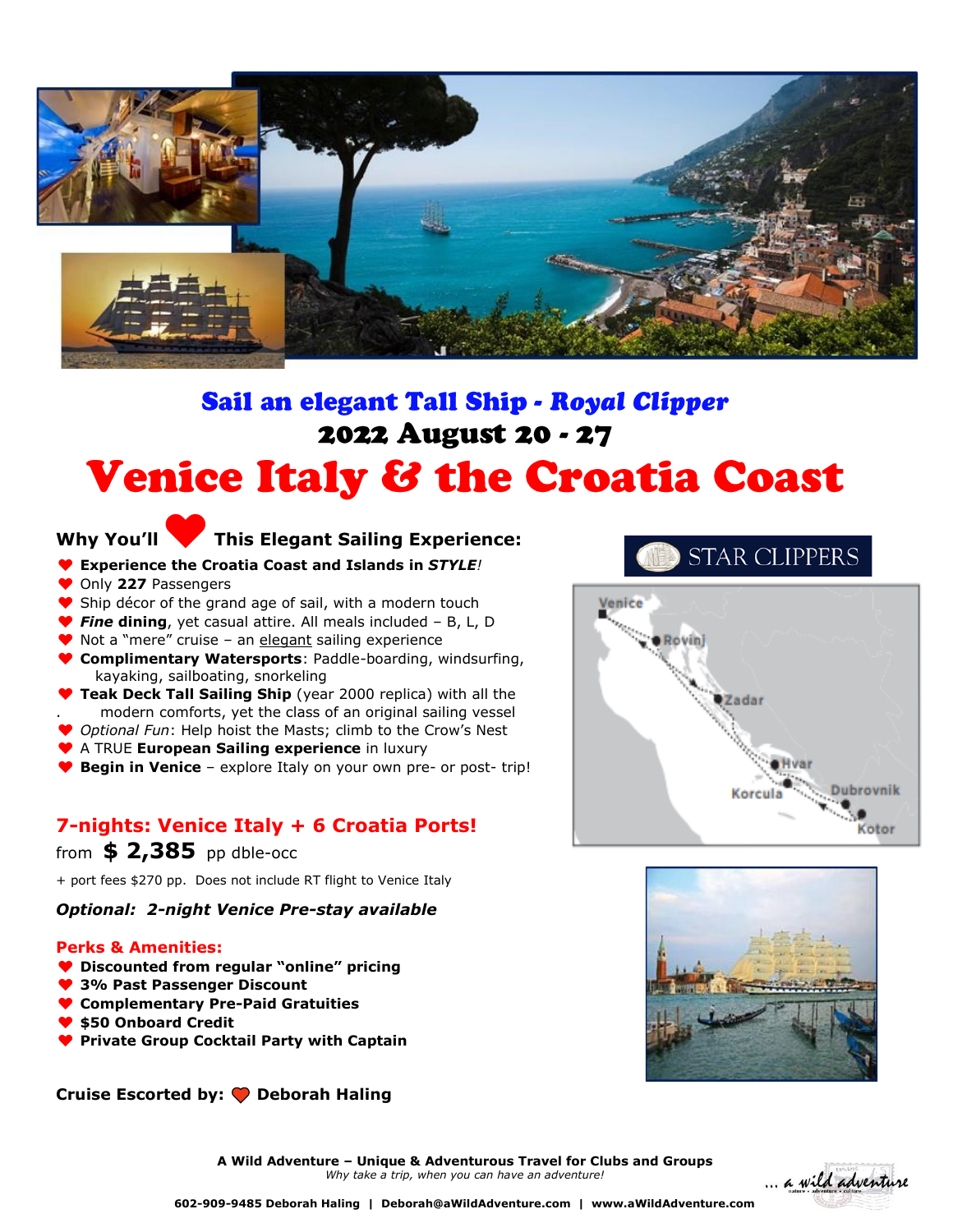## Sail an elegant Tall Ship - *Royal Clipper*

## 2022 August 20 - 27

# Venice Italy & the Croatia Coast

### Why You'll ❤ This Elegant Sailing Experience:

- **Experience the Croatia Coast and Islands in *STYLE*!**
- Only **227** Passengers
- Ship décor of the grand age of sail, with a modern touch
- ***Fine* dining**, yet casual attire. All meals included – B, L, D
- Not a "mere" cruise – an elegant sailing experience
- **Complimentary Watersports**: Paddle-boarding, windsurfing, kayaking, sailboating, snorkeling
- **Teak Deck Tall Sailing Ship** (year 2000 replica) with all the modern comforts, yet the class of an original sailing vessel
- *Optional Fun*: Help hoist the Masts; climb to the Crow's Nest
- A TRUE **European Sailing experience** in luxury
- **Begin in Venice** – explore Italy on your own pre- or post- trip!

STAR CLIPPERS

Venice, Rovinj, Zadar, Hvar, Korcula, Dubrovnik, Kotor

### 7-nights: Venice Italy + 6 Croatia Ports!

from **$ 2,385** pp dble-occ

+ port fees $270 pp. Does not include RT flight to Venice Italy

***Optional: 2-night Venice Pre-stay available***

### Perks & Amenities:

- **Discounted from regular "online" pricing**
- **3% Past Passenger Discount**
- **Complementary Pre-Paid Gratuities**
- **$50 Onboard Credit**
- **Private Group Cocktail Party with Captain**

**Cruise Escorted by: ❤ Deborah Haling**

**A Wild Adventure – Unique & Adventurous Travel for Clubs and Groups**
*Why take a trip, when you can have an adventure!*

**602-909-9485 Deborah Haling | Deborah@aWildAdventure.com | www.aWildAdventure.com**

... a wild adventure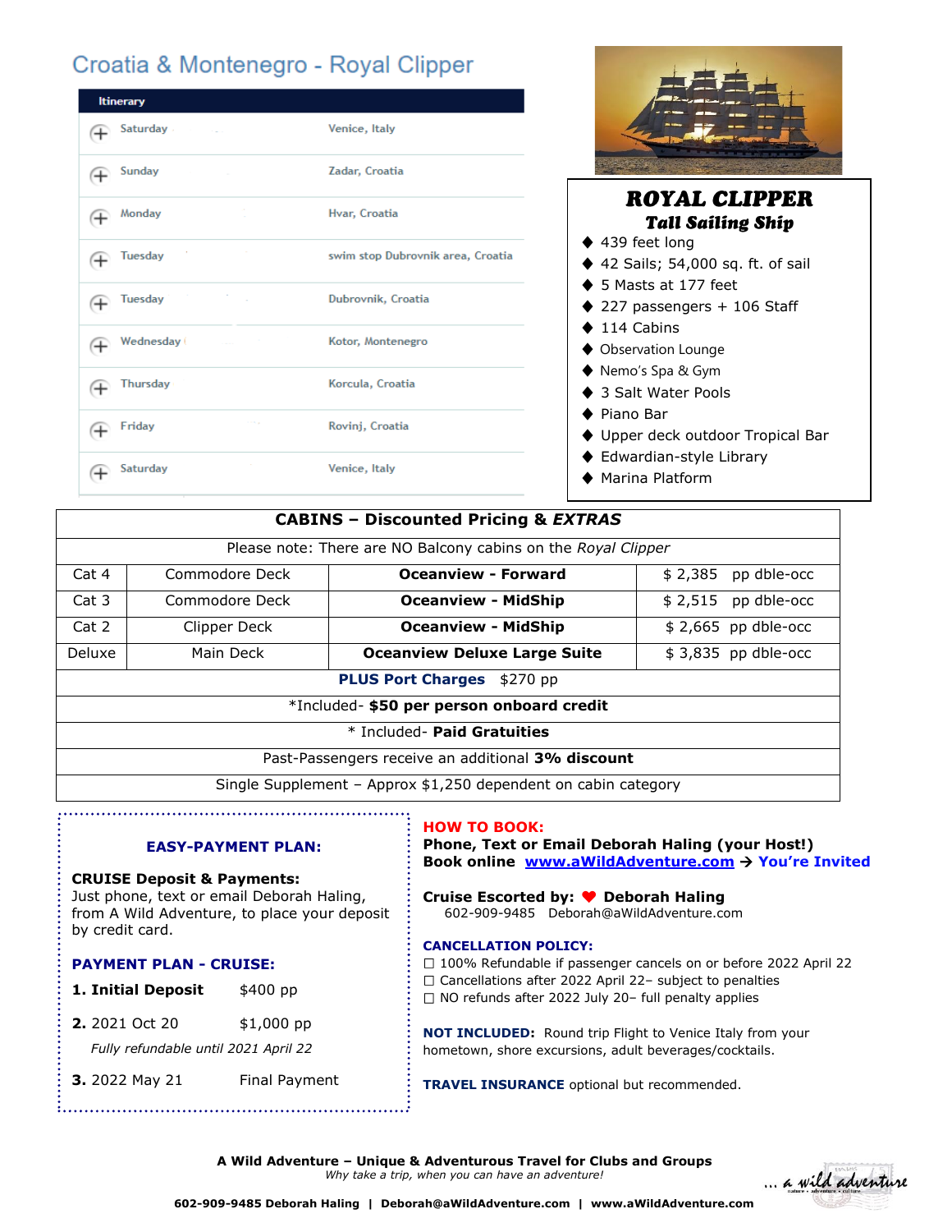# Croatia & Montenegro - Royal Clipper

| Itinerary | |
|---|---|
| Saturday | Venice, Italy |
| Sunday | Zadar, Croatia |
| Monday | Hvar, Croatia |
| Tuesday | swim stop Dubrovnik area, Croatia |
| Tuesday | Dubrovnik, Croatia |
| Wednesday | Kotor, Montenegro |
| Thursday | Korcula, Croatia |
| Friday | Rovinj, Croatia |
| Saturday | Venice, Italy |

## ROYAL CLIPPER

### *Tall Sailing Ship*

- 439 feet long
- 42 Sails; 54,000 sq. ft. of sail
- 5 Masts at 177 feet
- 227 passengers + 106 Staff
- 114 Cabins
- Observation Lounge
- Nemo's Spa & Gym
- 3 Salt Water Pools
- Piano Bar
- Upper deck outdoor Tropical Bar
- Edwardian-style Library
- Marina Platform

| CABINS – Discounted Pricing & *EXTRAS* | | | |
|---|---|---|---|
| Please note: There are NO Balcony cabins on the *Royal Clipper* | | | |
| Cat 4 | Commodore Deck | **Oceanview - Forward** | $ 2,385 pp dble-occ |
| Cat 3 | Commodore Deck | **Oceanview - MidShip** | $ 2,515 pp dble-occ |
| Cat 2 | Clipper Deck | **Oceanview - MidShip** | $ 2,665 pp dble-occ |
| Deluxe | Main Deck | **Oceanview Deluxe Large Suite** | $ 3,835 pp dble-occ |
| **PLUS Port Charges** $270 pp | | | |
| *Included- **$50 per person onboard credit** | | | |
| * Included- **Paid Gratuities** | | | |
| Past-Passengers receive an additional **3% discount** | | | |
| Single Supplement – Approx $1,250 dependent on cabin category | | | |

**EASY-PAYMENT PLAN:**

**CRUISE Deposit & Payments:**
Just phone, text or email Deborah Haling, from A Wild Adventure, to place your deposit by credit card.

**PAYMENT PLAN - CRUISE:**

1. **Initial Deposit** $400 pp
2. 2021 Oct 20 $1,000 pp
   *Fully refundable until 2021 April 22*
3. 2022 May 21 Final Payment

**HOW TO BOOK:**
**Phone, Text or Email Deborah Haling (your Host!)**
**Book online [www.aWildAdventure.com](www.aWildAdventure.com) → You're Invited**

**Cruise Escorted by: ❤ Deborah Haling**
602-909-9485 Deborah@aWildAdventure.com

**CANCELLATION POLICY:**
- ☐ 100% Refundable if passenger cancels on or before 2022 April 22
- ☐ Cancellations after 2022 April 22– subject to penalties
- ☐ NO refunds after 2022 July 20– full penalty applies

**NOT INCLUDED:** Round trip Flight to Venice Italy from your hometown, shore excursions, adult beverages/cocktails.

**TRAVEL INSURANCE** optional but recommended.

**A Wild Adventure – Unique & Adventurous Travel for Clubs and Groups**
*Why take a trip, when you can have an adventure!*

**602-909-9485 Deborah Haling | Deborah@aWildAdventure.com | www.aWildAdventure.com**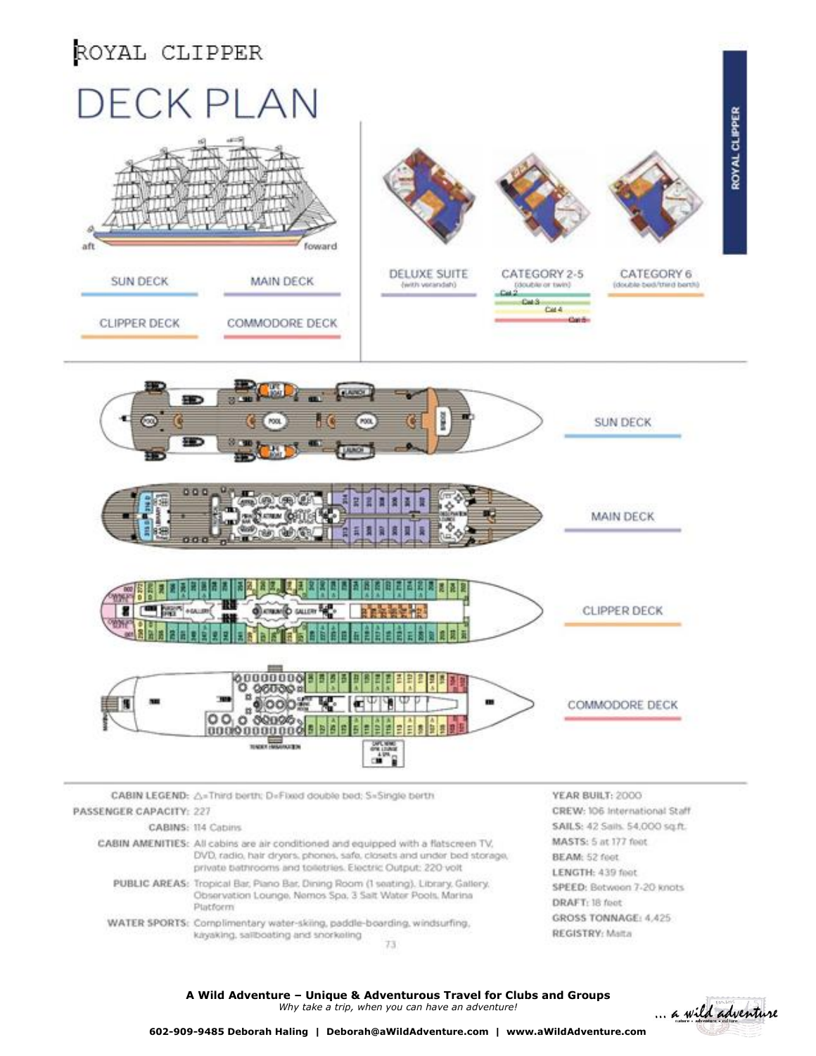ROYAL CLIPPER

# DECK PLAN

aft
foward

SUN DECK
MAIN DECK
CLIPPER DECK
COMMODORE DECK

DELUXE SUITE
(with verandah)

CATEGORY 2-5
(double or twin)
Cat 2
Cat 3
Cat 4
Cat 5

CATEGORY 6
(double bed/third berth)

ROYAL CLIPPER

SUN DECK

MAIN DECK

CLIPPER DECK

COMMODORE DECK

**CABIN LEGEND:** △=Third berth; D=Fixed double bed; S=Single berth

**PASSENGER CAPACITY:** 227

**CABINS:** 114 Cabins

**CABIN AMENITIES:** All cabins are air conditioned and equipped with a flatscreen TV, DVD, radio, hair dryers, phones, safe, closets and under bed storage, private bathrooms and toiletries. Electric Output: 220 volt

**PUBLIC AREAS:** Tropical Bar, Piano Bar, Dining Room (1 seating), Library, Gallery, Observation Lounge, Nemos Spa, 3 Salt Water Pools, Marina Platform

**WATER SPORTS:** Complimentary water-skiing, paddle-boarding, windsurfing, kayaking, sailboating and snorkeling

**YEAR BUILT:** 2000

**CREW:** 106 International Staff

**SAILS:** 42 Sails, 54,000 sq.ft.

**MASTS:** 5 at 177 feet

**BEAM:** 52 feet

**LENGTH:** 439 feet

**SPEED:** Between 7-20 knots

**DRAFT:** 18 feet

**GROSS TONNAGE:** 4,425

**REGISTRY:** Malta

**A Wild Adventure – Unique & Adventurous Travel for Clubs and Groups**
*Why take a trip, when you can have an adventure!*

**602-909-9485 Deborah Haling | Deborah@aWildAdventure.com | www.aWildAdventure.com**

... a wild adventure